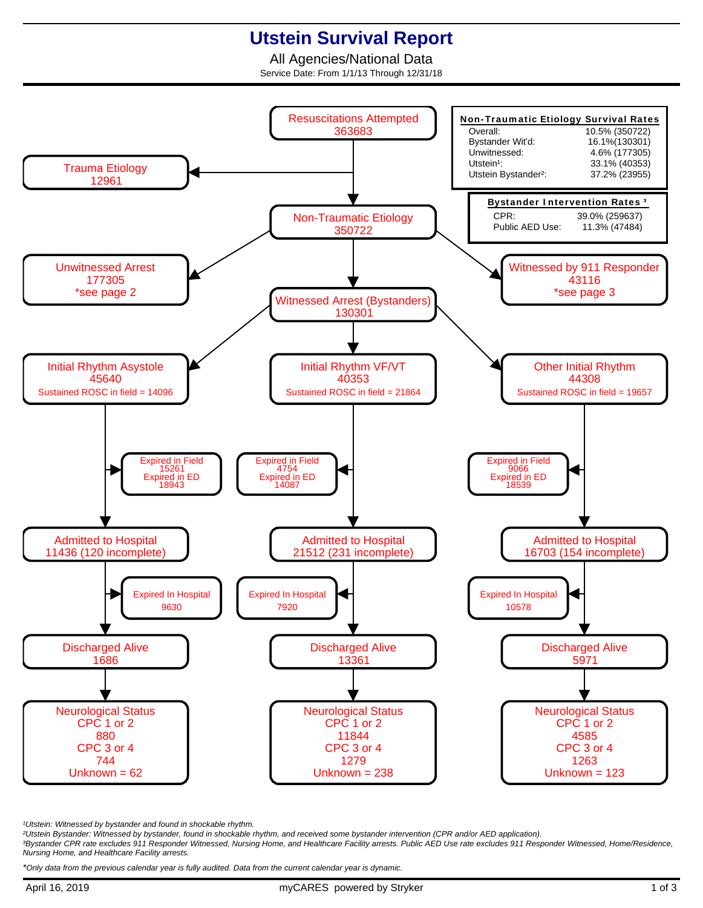# Utstein Survival Report

All Agencies/National Data

Service Date: From 1/1/13 Through 12/31/18

**Non-Traumatic Etiology Survival Rates**

| | |
|---|---|
| Overall: | 10.5% (350722) |
| Bystander Wit'd: | 16.1%(130301) |
| Unwitnessed: | 4.6% (177305) |
| Utstein[1]: | 33.1% (40353) |
| Utstein Bystander[2]: | 37.2% (23955) |

**Bystander Intervention Rates [3]**

| | |
|---|---|
| CPR: | 39.0% (259637) |
| Public AED Use: | 11.3% (47484) |

Resuscitations Attempted
363683

Trauma Etiology
12961

Non-Traumatic Etiology
350722

Unwitnessed Arrest
177305
*see page 2

Witnessed by 911 Responder
43116
*see page 3

Witnessed Arrest (Bystanders)
130301

| | Initial Rhythm Asystole | Initial Rhythm VF/VT | Other Initial Rhythm |
|---|---|---|---|
| Total | 45640 | 40353 | 44308 |
| Sustained ROSC in field | 14096 | 21864 | 19657 |
| Expired in Field | 15261 | 4754 | 9066 |
| Expired in ED | 18943 | 14087 | 18539 |
| Admitted to Hospital | 11436 (120 incomplete) | 21512 (231 incomplete) | 16703 (154 incomplete) |
| Expired In Hospital | 9630 | 7920 | 10578 |
| Discharged Alive | 1686 | 13361 | 5971 |
| Neurological Status CPC 1 or 2 | 880 | 11844 | 4585 |
| Neurological Status CPC 3 or 4 | 744 | 1279 | 1263 |
| Neurological Status Unknown | 62 | 238 | 123 |

*[1]Utstein: Witnessed by bystander and found in shockable rhythm.*
*[2]Utstein Bystander: Witnessed by bystander, found in shockable rhythm, and received some bystander intervention (CPR and/or AED application).*
*[3]Bystander CPR rate excludes 911 Responder Witnessed, Nursing Home, and Healthcare Facility arrests. Public AED Use rate excludes 911 Responder Witnessed, Home/Residence, Nursing Home, and Healthcare Facility arrests.*

**Only data from the previous calendar year is fully audited. Data from the current calendar year is dynamic.*

April 16, 2019 — myCARES powered by Stryker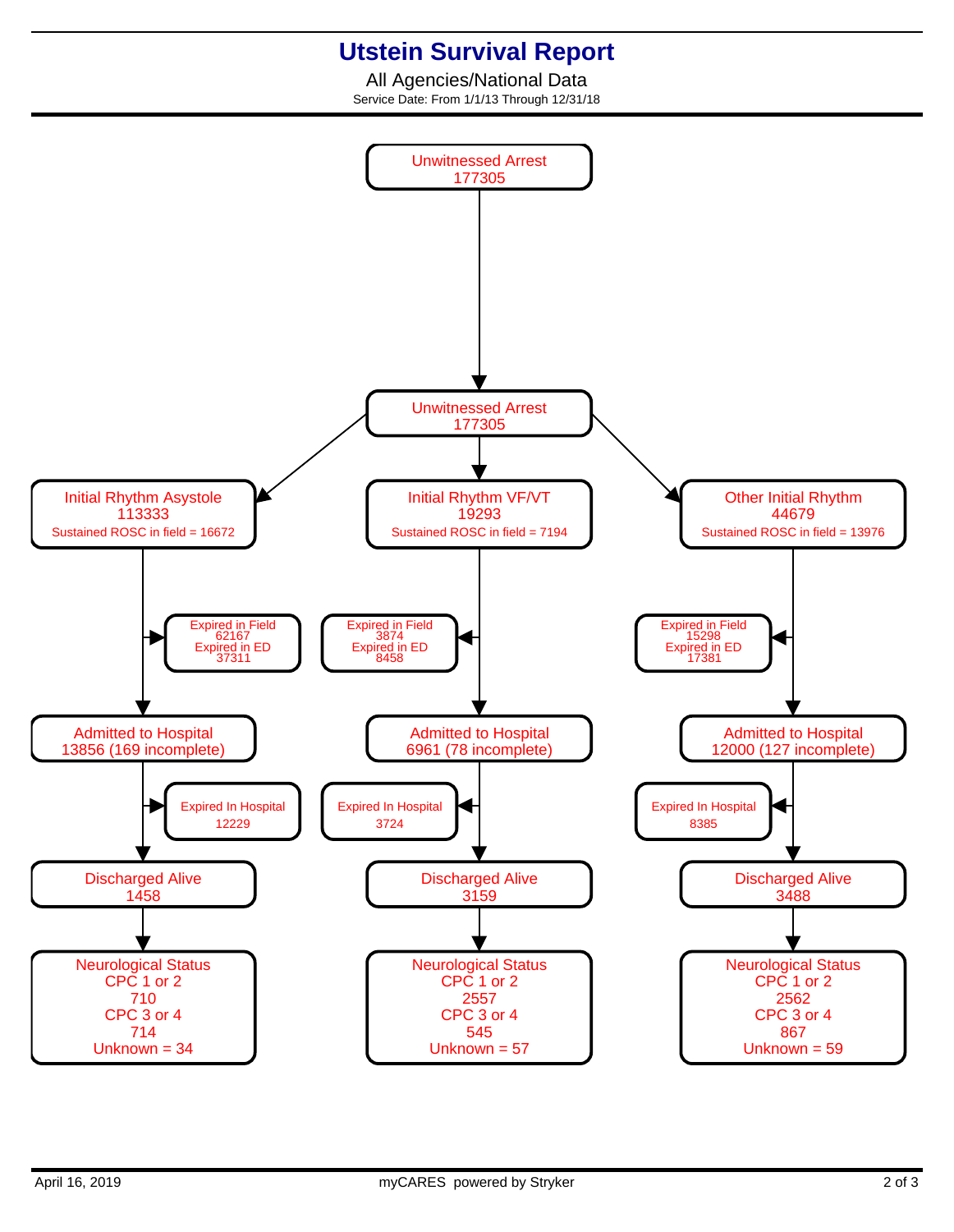# Utstein Survival Report

All Agencies/National Data

Service Date: From 1/1/13 Through 12/31/18

**Unwitnessed Arrest**
177305

↓

**Unwitnessed Arrest**
177305

| Initial Rhythm Asystole | Initial Rhythm VF/VT | Other Initial Rhythm |
|---|---|---|
| 113333 | 19293 | 44679 |
| Sustained ROSC in field = 16672 | Sustained ROSC in field = 7194 | Sustained ROSC in field = 13976 |
| Expired in Field 62167 | Expired in Field 3874 | Expired in Field 15298 |
| Expired in ED 37311 | Expired in ED 8458 | Expired in ED 17381 |
| Admitted to Hospital 13856 (169 incomplete) | Admitted to Hospital 6961 (78 incomplete) | Admitted to Hospital 12000 (127 incomplete) |
| Expired In Hospital 12229 | Expired In Hospital 3724 | Expired In Hospital 8385 |
| Discharged Alive 1458 | Discharged Alive 3159 | Discharged Alive 3488 |
| Neurological Status | Neurological Status | Neurological Status |
| CPC 1 or 2: 710 | CPC 1 or 2: 2557 | CPC 1 or 2: 2562 |
| CPC 3 or 4: 714 | CPC 3 or 4: 545 | CPC 3 or 4: 867 |
| Unknown = 34 | Unknown = 57 | Unknown = 59 |

April 16, 2019

myCARES powered by Stryker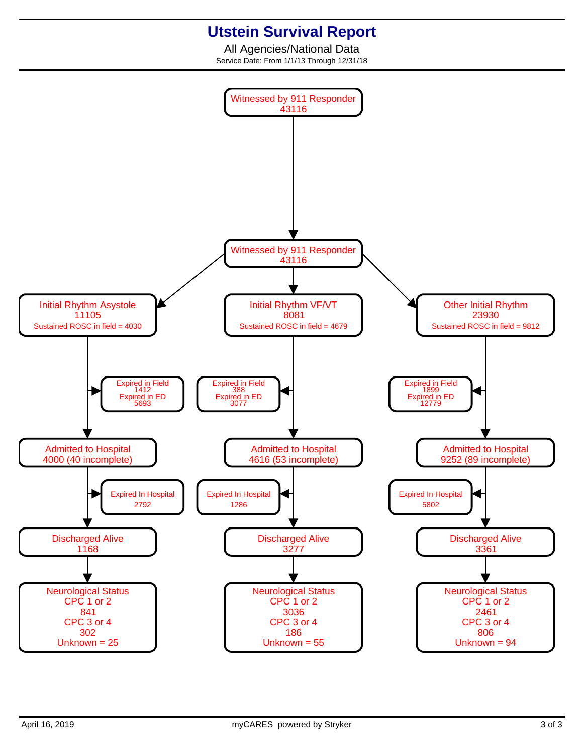# Utstein Survival Report

All Agencies/National Data

Service Date: From 1/1/13 Through 12/31/18

Witnessed by 911 Responder
43116

Witnessed by 911 Responder
43116

Initial Rhythm Asystole
11105
Sustained ROSC in field = 4030

Initial Rhythm VF/VT
8081
Sustained ROSC in field = 4679

Other Initial Rhythm
23930
Sustained ROSC in field = 9812

Expired in Field
1412
Expired in ED
5693

Expired in Field
388
Expired in ED
3077

Expired in Field
1899
Expired in ED
12779

Admitted to Hospital
4000 (40 incomplete)

Admitted to Hospital
4616 (53 incomplete)

Admitted to Hospital
9252 (89 incomplete)

Expired In Hospital
2792

Expired In Hospital
1286

Expired In Hospital
5802

Discharged Alive
1168

Discharged Alive
3277

Discharged Alive
3361

Neurological Status
CPC 1 or 2
841
CPC 3 or 4
302
Unknown = 25

Neurological Status
CPC 1 or 2
3036
CPC 3 or 4
186
Unknown = 55

Neurological Status
CPC 1 or 2
2461
CPC 3 or 4
806
Unknown = 94

April 16, 2019 myCARES powered by Stryker